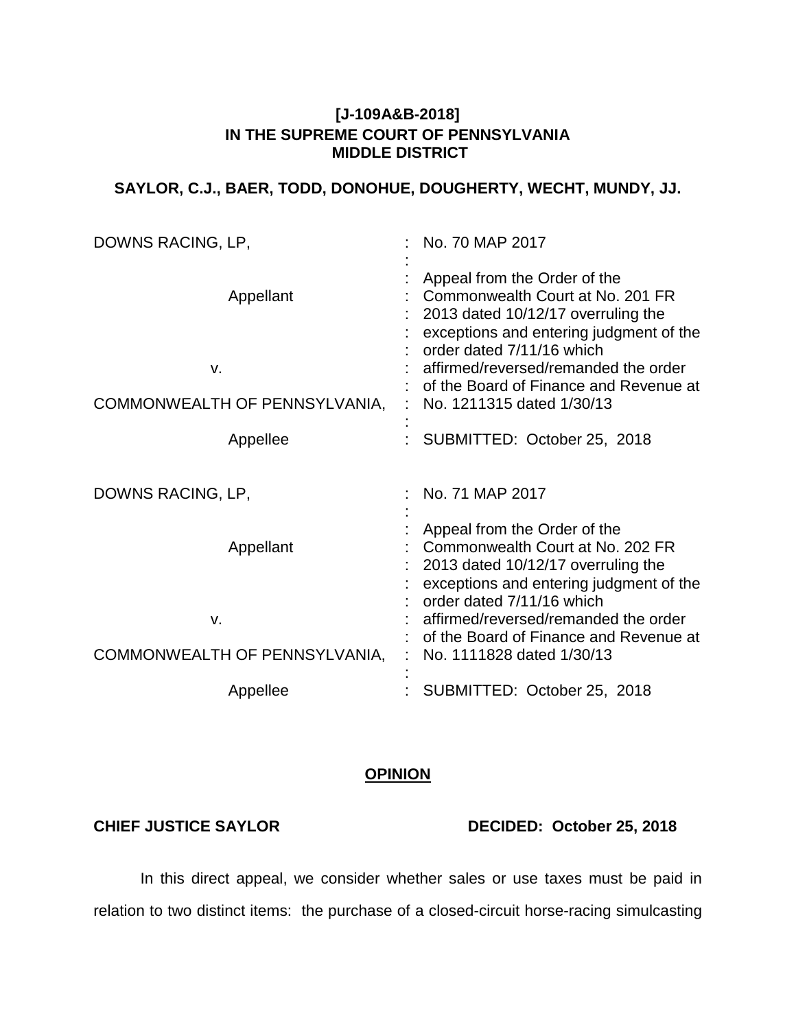**[J-109A&B-2018]**
**IN THE SUPREME COURT OF PENNSYLVANIA**
**MIDDLE DISTRICT**

**SAYLOR, C.J., BAER, TODD, DONOHUE, DOUGHERTY, WECHT, MUNDY, JJ.**

| | |
|---|---|
| DOWNS RACING, LP,<br><br>Appellant<br><br>v.<br><br>COMMONWEALTH OF PENNSYLVANIA,<br><br>Appellee | No. 70 MAP 2017<br><br>Appeal from the Order of the Commonwealth Court at No. 201 FR 2013 dated 10/12/17 overruling the exceptions and entering judgment of the order dated 7/11/16 which affirmed/reversed/remanded the order of the Board of Finance and Revenue at No. 1211315 dated 1/30/13<br><br>SUBMITTED: October 25, 2018 |
| DOWNS RACING, LP,<br><br>Appellant<br><br>v.<br><br>COMMONWEALTH OF PENNSYLVANIA,<br><br>Appellee | No. 71 MAP 2017<br><br>Appeal from the Order of the Commonwealth Court at No. 202 FR 2013 dated 10/12/17 overruling the exceptions and entering judgment of the order dated 7/11/16 which affirmed/reversed/remanded the order of the Board of Finance and Revenue at No. 1111828 dated 1/30/13<br><br>SUBMITTED: October 25, 2018 |

**OPINION**

**CHIEF JUSTICE SAYLOR** **DECIDED: October 25, 2018**

In this direct appeal, we consider whether sales or use taxes must be paid in relation to two distinct items: the purchase of a closed-circuit horse-racing simulcasting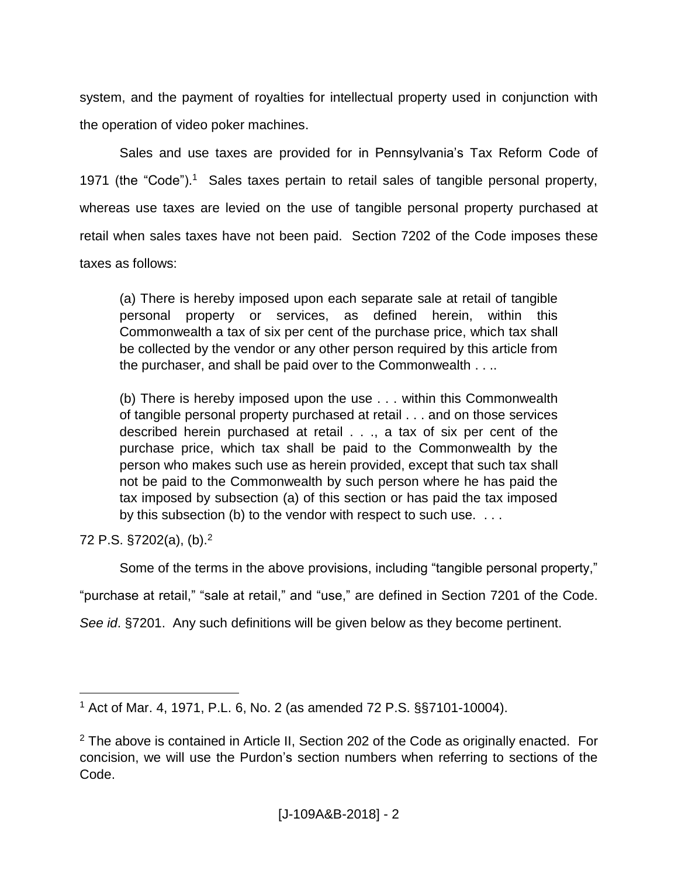system, and the payment of royalties for intellectual property used in conjunction with the operation of video poker machines.

Sales and use taxes are provided for in Pennsylvania's Tax Reform Code of 1971 (the "Code").[1] Sales taxes pertain to retail sales of tangible personal property, whereas use taxes are levied on the use of tangible personal property purchased at retail when sales taxes have not been paid. Section 7202 of the Code imposes these taxes as follows:

> (a) There is hereby imposed upon each separate sale at retail of tangible personal property or services, as defined herein, within this Commonwealth a tax of six per cent of the purchase price, which tax shall be collected by the vendor or any other person required by this article from the purchaser, and shall be paid over to the Commonwealth . . ..
>
> (b) There is hereby imposed upon the use . . . within this Commonwealth of tangible personal property purchased at retail . . . and on those services described herein purchased at retail . . ., a tax of six per cent of the purchase price, which tax shall be paid to the Commonwealth by the person who makes such use as herein provided, except that such tax shall not be paid to the Commonwealth by such person where he has paid the tax imposed by subsection (a) of this section or has paid the tax imposed by this subsection (b) to the vendor with respect to such use. . . .

72 P.S. §7202(a), (b).[2]

Some of the terms in the above provisions, including "tangible personal property," "purchase at retail," "sale at retail," and "use," are defined in Section 7201 of the Code. *See id*. §7201. Any such definitions will be given below as they become pertinent.

---

[1] Act of Mar. 4, 1971, P.L. 6, No. 2 (as amended 72 P.S. §§7101-10004).

[2] The above is contained in Article II, Section 202 of the Code as originally enacted. For concision, we will use the Purdon's section numbers when referring to sections of the Code.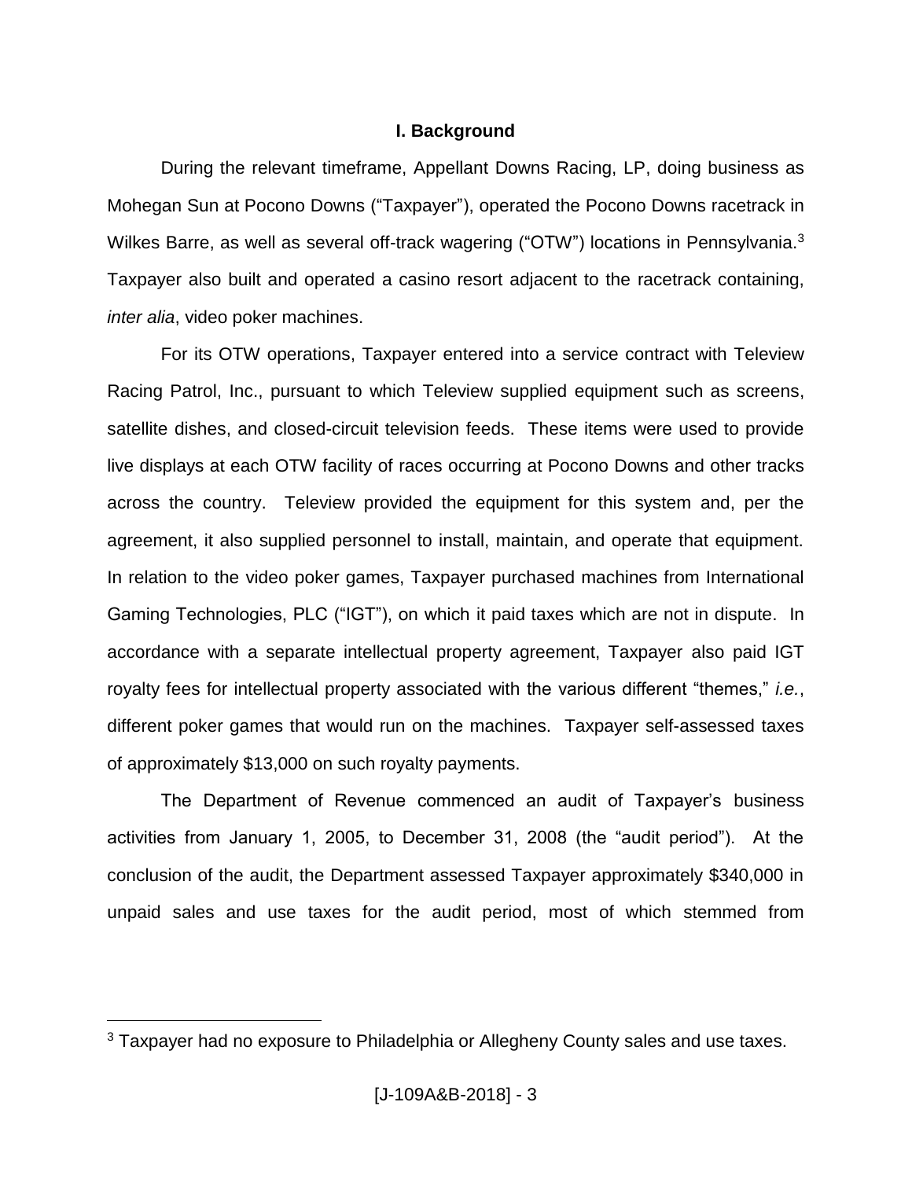## I. Background

During the relevant timeframe, Appellant Downs Racing, LP, doing business as Mohegan Sun at Pocono Downs ("Taxpayer"), operated the Pocono Downs racetrack in Wilkes Barre, as well as several off-track wagering ("OTW") locations in Pennsylvania.[3] Taxpayer also built and operated a casino resort adjacent to the racetrack containing, *inter alia*, video poker machines.

For its OTW operations, Taxpayer entered into a service contract with Teleview Racing Patrol, Inc., pursuant to which Teleview supplied equipment such as screens, satellite dishes, and closed-circuit television feeds. These items were used to provide live displays at each OTW facility of races occurring at Pocono Downs and other tracks across the country. Teleview provided the equipment for this system and, per the agreement, it also supplied personnel to install, maintain, and operate that equipment. In relation to the video poker games, Taxpayer purchased machines from International Gaming Technologies, PLC ("IGT"), on which it paid taxes which are not in dispute. In accordance with a separate intellectual property agreement, Taxpayer also paid IGT royalty fees for intellectual property associated with the various different "themes," *i.e.*, different poker games that would run on the machines. Taxpayer self-assessed taxes of approximately $13,000 on such royalty payments.

The Department of Revenue commenced an audit of Taxpayer's business activities from January 1, 2005, to December 31, 2008 (the "audit period"). At the conclusion of the audit, the Department assessed Taxpayer approximately $340,000 in unpaid sales and use taxes for the audit period, most of which stemmed from

[3] Taxpayer had no exposure to Philadelphia or Allegheny County sales and use taxes.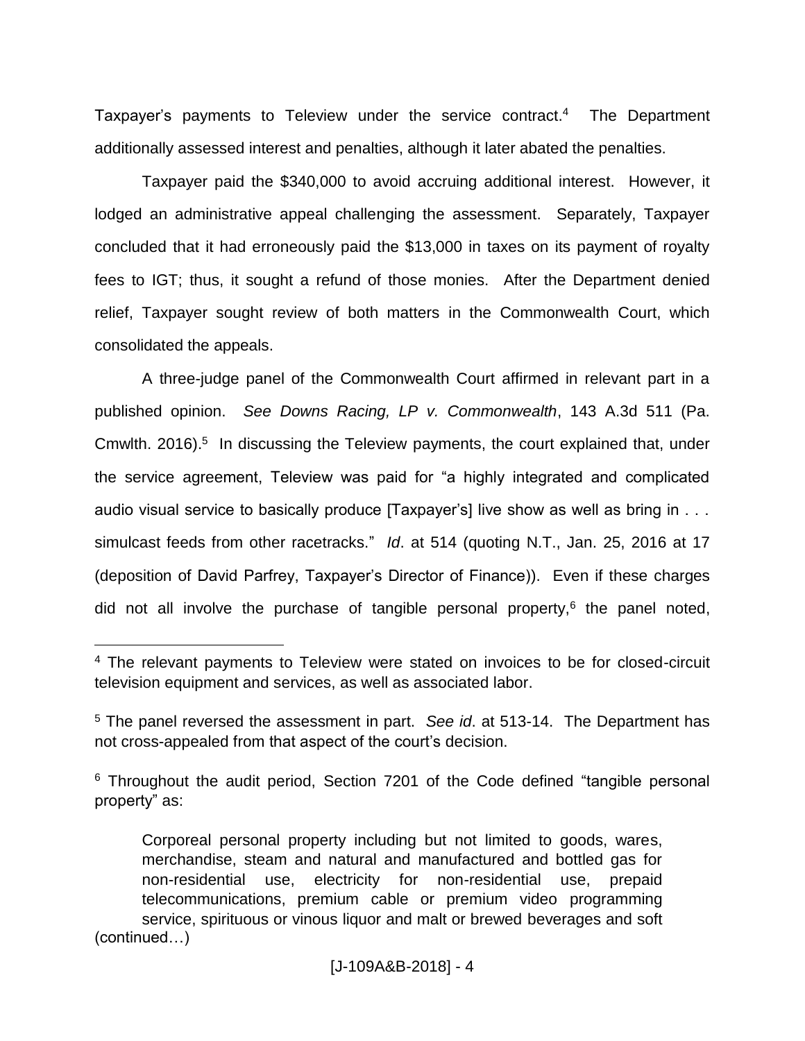Taxpayer's payments to Teleview under the service contract.[4] The Department additionally assessed interest and penalties, although it later abated the penalties.

Taxpayer paid the $340,000 to avoid accruing additional interest. However, it lodged an administrative appeal challenging the assessment. Separately, Taxpayer concluded that it had erroneously paid the $13,000 in taxes on its payment of royalty fees to IGT; thus, it sought a refund of those monies. After the Department denied relief, Taxpayer sought review of both matters in the Commonwealth Court, which consolidated the appeals.

A three-judge panel of the Commonwealth Court affirmed in relevant part in a published opinion. *See Downs Racing, LP v. Commonwealth*, 143 A.3d 511 (Pa. Cmwlth. 2016).[5] In discussing the Teleview payments, the court explained that, under the service agreement, Teleview was paid for "a highly integrated and complicated audio visual service to basically produce [Taxpayer's] live show as well as bring in . . . simulcast feeds from other racetracks." *Id*. at 514 (quoting N.T., Jan. 25, 2016 at 17 (deposition of David Parfrey, Taxpayer's Director of Finance)). Even if these charges did not all involve the purchase of tangible personal property,[6] the panel noted,

---

[4] The relevant payments to Teleview were stated on invoices to be for closed-circuit television equipment and services, as well as associated labor.

[5] The panel reversed the assessment in part. *See id*. at 513-14. The Department has not cross-appealed from that aspect of the court's decision.

[6] Throughout the audit period, Section 7201 of the Code defined "tangible personal property" as:

> Corporeal personal property including but not limited to goods, wares, merchandise, steam and natural and manufactured and bottled gas for non-residential use, electricity for non-residential use, prepaid telecommunications, premium cable or premium video programming service, spirituous or vinous liquor and malt or brewed beverages and soft

(continued…)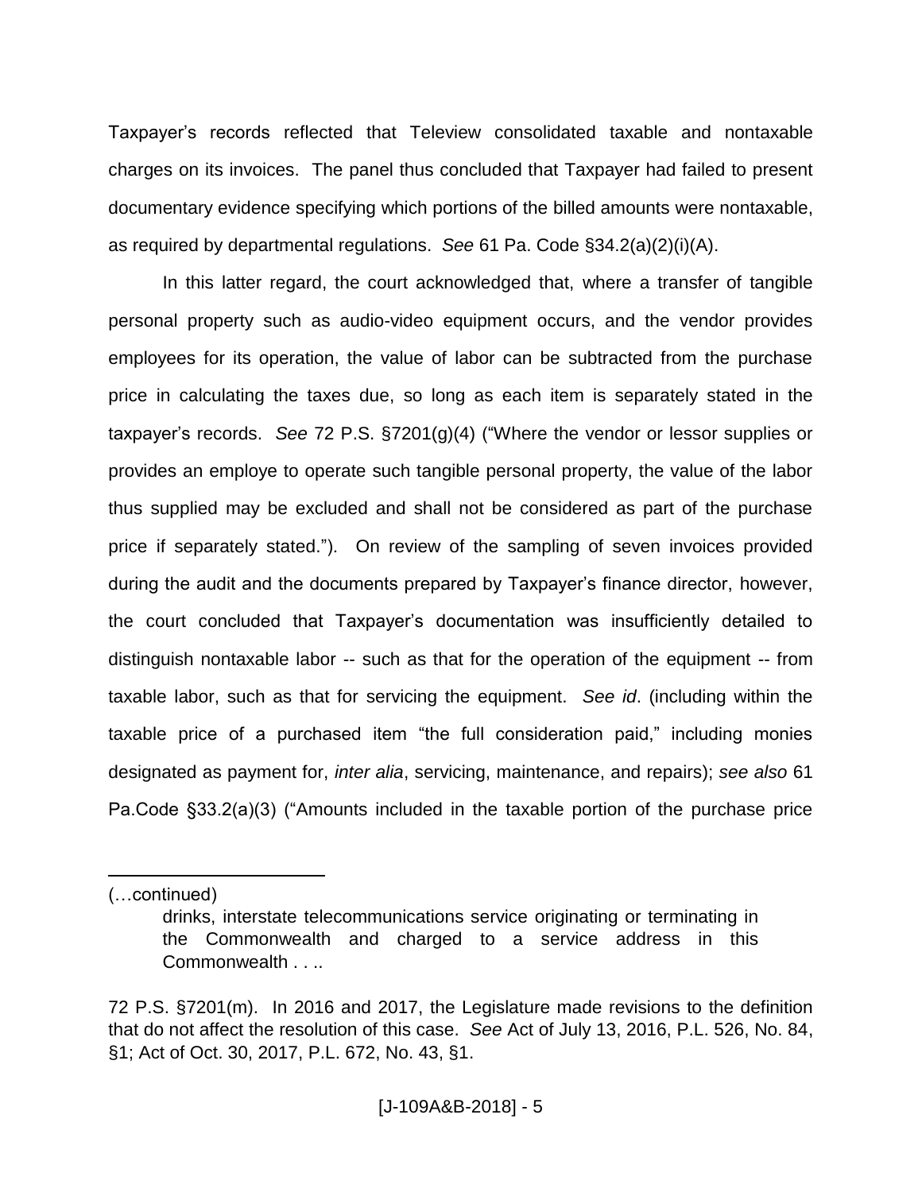Taxpayer's records reflected that Teleview consolidated taxable and nontaxable charges on its invoices. The panel thus concluded that Taxpayer had failed to present documentary evidence specifying which portions of the billed amounts were nontaxable, as required by departmental regulations. *See* 61 Pa. Code §34.2(a)(2)(i)(A).

In this latter regard, the court acknowledged that, where a transfer of tangible personal property such as audio-video equipment occurs, and the vendor provides employees for its operation, the value of labor can be subtracted from the purchase price in calculating the taxes due, so long as each item is separately stated in the taxpayer's records. *See* 72 P.S. §7201(g)(4) ("Where the vendor or lessor supplies or provides an employe to operate such tangible personal property, the value of the labor thus supplied may be excluded and shall not be considered as part of the purchase price if separately stated."). On review of the sampling of seven invoices provided during the audit and the documents prepared by Taxpayer's finance director, however, the court concluded that Taxpayer's documentation was insufficiently detailed to distinguish nontaxable labor -- such as that for the operation of the equipment -- from taxable labor, such as that for servicing the equipment. *See id*. (including within the taxable price of a purchased item "the full consideration paid," including monies designated as payment for, *inter alia*, servicing, maintenance, and repairs); *see also* 61 Pa.Code §33.2(a)(3) ("Amounts included in the taxable portion of the purchase price

---

(…continued)

> drinks, interstate telecommunications service originating or terminating in the Commonwealth and charged to a service address in this Commonwealth . . ..

72 P.S. §7201(m). In 2016 and 2017, the Legislature made revisions to the definition that do not affect the resolution of this case. *See* Act of July 13, 2016, P.L. 526, No. 84, §1; Act of Oct. 30, 2017, P.L. 672, No. 43, §1.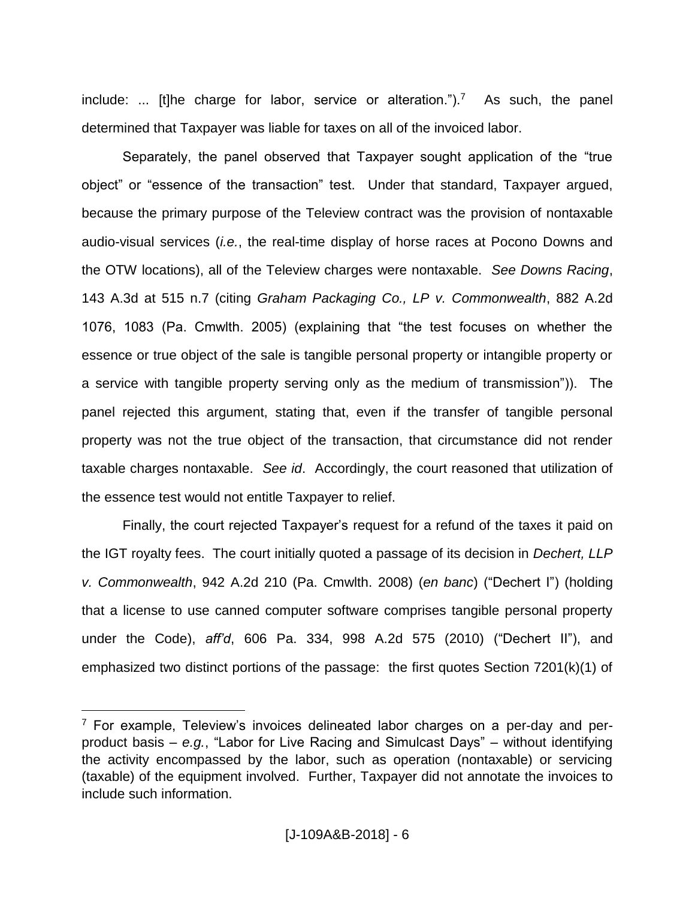include: ... [t]he charge for labor, service or alteration.").[7] As such, the panel determined that Taxpayer was liable for taxes on all of the invoiced labor.

Separately, the panel observed that Taxpayer sought application of the "true object" or "essence of the transaction" test. Under that standard, Taxpayer argued, because the primary purpose of the Teleview contract was the provision of nontaxable audio-visual services (*i.e.*, the real-time display of horse races at Pocono Downs and the OTW locations), all of the Teleview charges were nontaxable. *See Downs Racing*, 143 A.3d at 515 n.7 (citing *Graham Packaging Co., LP v. Commonwealth*, 882 A.2d 1076, 1083 (Pa. Cmwlth. 2005) (explaining that "the test focuses on whether the essence or true object of the sale is tangible personal property or intangible property or a service with tangible property serving only as the medium of transmission")). The panel rejected this argument, stating that, even if the transfer of tangible personal property was not the true object of the transaction, that circumstance did not render taxable charges nontaxable. *See id*. Accordingly, the court reasoned that utilization of the essence test would not entitle Taxpayer to relief.

Finally, the court rejected Taxpayer's request for a refund of the taxes it paid on the IGT royalty fees. The court initially quoted a passage of its decision in *Dechert, LLP v. Commonwealth*, 942 A.2d 210 (Pa. Cmwlth. 2008) (*en banc*) ("Dechert I") (holding that a license to use canned computer software comprises tangible personal property under the Code), *aff'd*, 606 Pa. 334, 998 A.2d 575 (2010) ("Dechert II"), and emphasized two distinct portions of the passage: the first quotes Section 7201(k)(1) of

---

[7] For example, Teleview's invoices delineated labor charges on a per-day and per-product basis – *e.g.*, "Labor for Live Racing and Simulcast Days" – without identifying the activity encompassed by the labor, such as operation (nontaxable) or servicing (taxable) of the equipment involved. Further, Taxpayer did not annotate the invoices to include such information.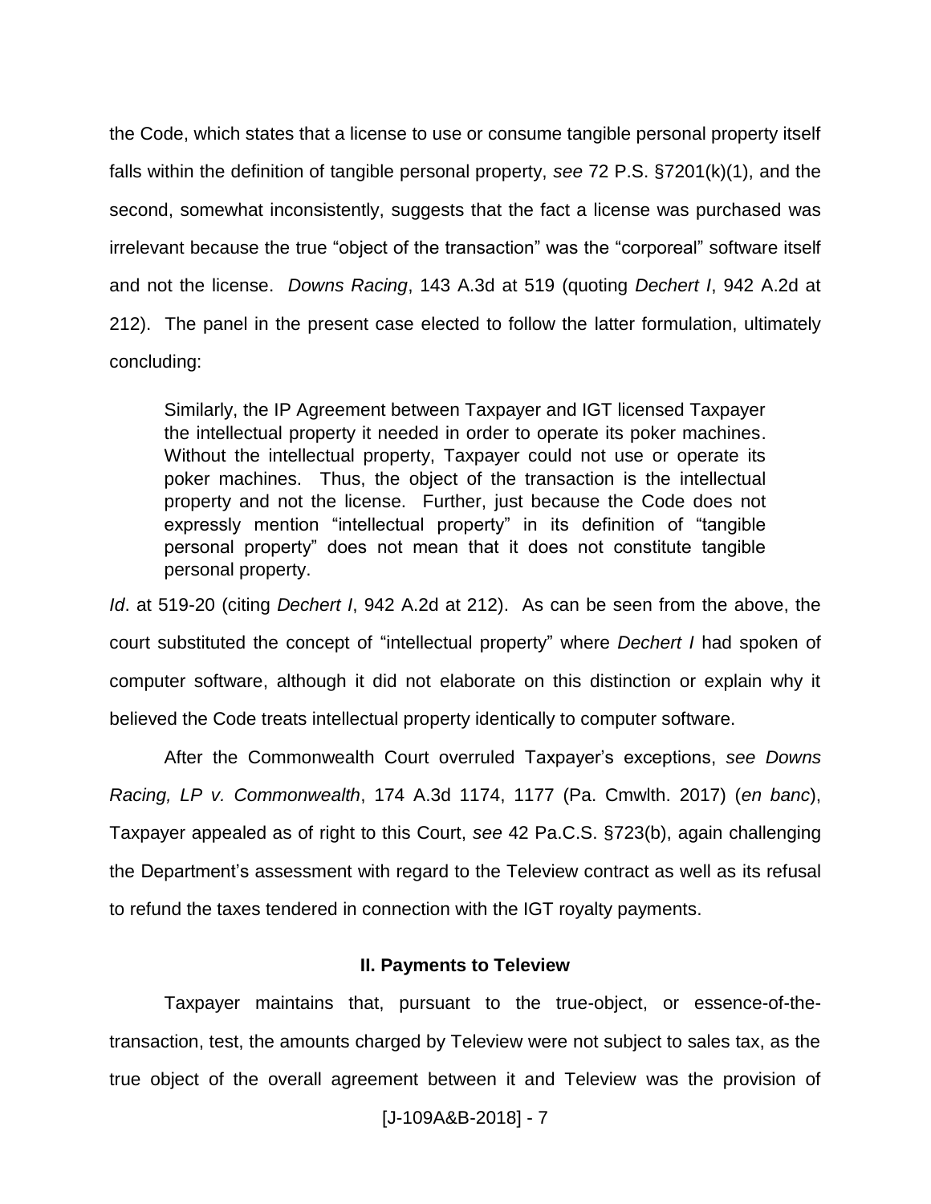the Code, which states that a license to use or consume tangible personal property itself falls within the definition of tangible personal property, *see* 72 P.S. §7201(k)(1), and the second, somewhat inconsistently, suggests that the fact a license was purchased was irrelevant because the true "object of the transaction" was the "corporeal" software itself and not the license. *Downs Racing*, 143 A.3d at 519 (quoting *Dechert I*, 942 A.2d at 212). The panel in the present case elected to follow the latter formulation, ultimately concluding:

> Similarly, the IP Agreement between Taxpayer and IGT licensed Taxpayer the intellectual property it needed in order to operate its poker machines. Without the intellectual property, Taxpayer could not use or operate its poker machines. Thus, the object of the transaction is the intellectual property and not the license. Further, just because the Code does not expressly mention "intellectual property" in its definition of "tangible personal property" does not mean that it does not constitute tangible personal property.

*Id*. at 519-20 (citing *Dechert I*, 942 A.2d at 212). As can be seen from the above, the court substituted the concept of "intellectual property" where *Dechert I* had spoken of computer software, although it did not elaborate on this distinction or explain why it believed the Code treats intellectual property identically to computer software.

After the Commonwealth Court overruled Taxpayer's exceptions, *see Downs Racing, LP v. Commonwealth*, 174 A.3d 1174, 1177 (Pa. Cmwlth. 2017) (*en banc*), Taxpayer appealed as of right to this Court, *see* 42 Pa.C.S. §723(b), again challenging the Department's assessment with regard to the Teleview contract as well as its refusal to refund the taxes tendered in connection with the IGT royalty payments.

## II. Payments to Teleview

Taxpayer maintains that, pursuant to the true-object, or essence-of-the-transaction, test, the amounts charged by Teleview were not subject to sales tax, as the true object of the overall agreement between it and Teleview was the provision of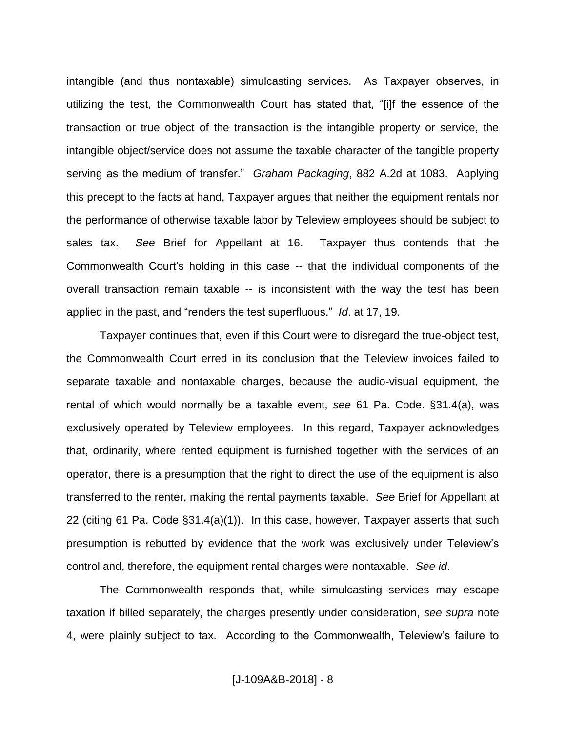intangible (and thus nontaxable) simulcasting services. As Taxpayer observes, in utilizing the test, the Commonwealth Court has stated that, "[i]f the essence of the transaction or true object of the transaction is the intangible property or service, the intangible object/service does not assume the taxable character of the tangible property serving as the medium of transfer." *Graham Packaging*, 882 A.2d at 1083. Applying this precept to the facts at hand, Taxpayer argues that neither the equipment rentals nor the performance of otherwise taxable labor by Teleview employees should be subject to sales tax. *See* Brief for Appellant at 16. Taxpayer thus contends that the Commonwealth Court's holding in this case -- that the individual components of the overall transaction remain taxable -- is inconsistent with the way the test has been applied in the past, and "renders the test superfluous." *Id*. at 17, 19.

Taxpayer continues that, even if this Court were to disregard the true-object test, the Commonwealth Court erred in its conclusion that the Teleview invoices failed to separate taxable and nontaxable charges, because the audio-visual equipment, the rental of which would normally be a taxable event, *see* 61 Pa. Code. §31.4(a), was exclusively operated by Teleview employees. In this regard, Taxpayer acknowledges that, ordinarily, where rented equipment is furnished together with the services of an operator, there is a presumption that the right to direct the use of the equipment is also transferred to the renter, making the rental payments taxable. *See* Brief for Appellant at 22 (citing 61 Pa. Code §31.4(a)(1)). In this case, however, Taxpayer asserts that such presumption is rebutted by evidence that the work was exclusively under Teleview's control and, therefore, the equipment rental charges were nontaxable. *See id*.

The Commonwealth responds that, while simulcasting services may escape taxation if billed separately, the charges presently under consideration, *see supra* note 4, were plainly subject to tax. According to the Commonwealth, Teleview's failure to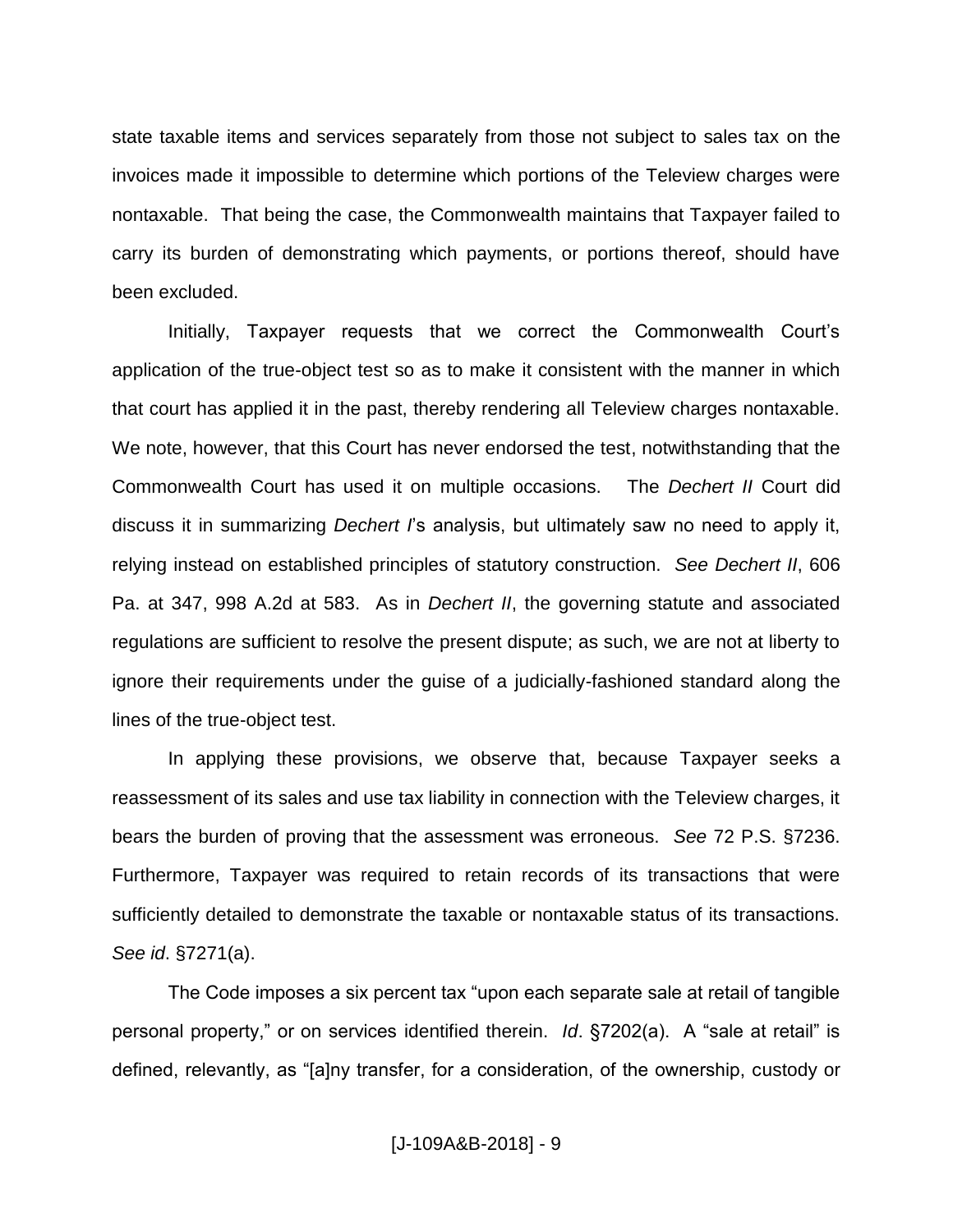state taxable items and services separately from those not subject to sales tax on the invoices made it impossible to determine which portions of the Teleview charges were nontaxable. That being the case, the Commonwealth maintains that Taxpayer failed to carry its burden of demonstrating which payments, or portions thereof, should have been excluded.

Initially, Taxpayer requests that we correct the Commonwealth Court's application of the true-object test so as to make it consistent with the manner in which that court has applied it in the past, thereby rendering all Teleview charges nontaxable. We note, however, that this Court has never endorsed the test, notwithstanding that the Commonwealth Court has used it on multiple occasions. The *Dechert II* Court did discuss it in summarizing *Dechert I*'s analysis, but ultimately saw no need to apply it, relying instead on established principles of statutory construction. *See Dechert II*, 606 Pa. at 347, 998 A.2d at 583. As in *Dechert II*, the governing statute and associated regulations are sufficient to resolve the present dispute; as such, we are not at liberty to ignore their requirements under the guise of a judicially-fashioned standard along the lines of the true-object test.

In applying these provisions, we observe that, because Taxpayer seeks a reassessment of its sales and use tax liability in connection with the Teleview charges, it bears the burden of proving that the assessment was erroneous. *See* 72 P.S. §7236. Furthermore, Taxpayer was required to retain records of its transactions that were sufficiently detailed to demonstrate the taxable or nontaxable status of its transactions. *See id*. §7271(a).

The Code imposes a six percent tax "upon each separate sale at retail of tangible personal property," or on services identified therein. *Id*. §7202(a). A "sale at retail" is defined, relevantly, as "[a]ny transfer, for a consideration, of the ownership, custody or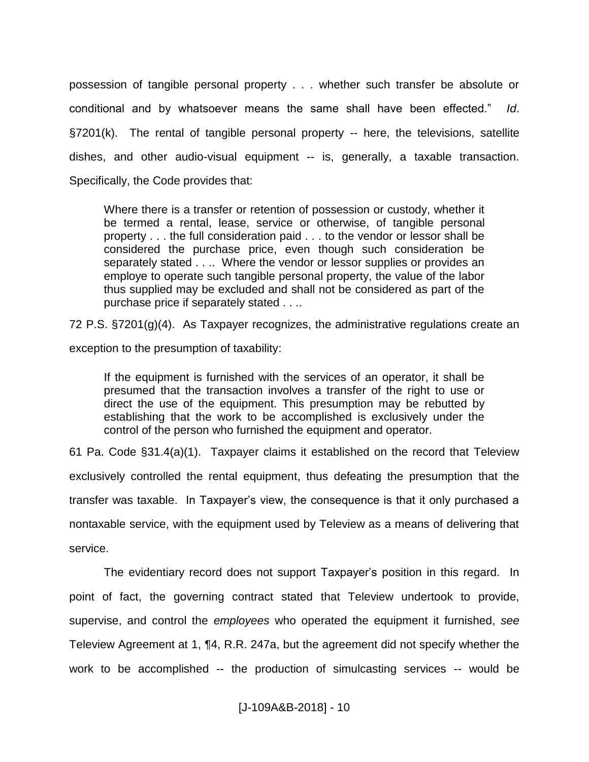possession of tangible personal property . . . whether such transfer be absolute or conditional and by whatsoever means the same shall have been effected." *Id*. §7201(k). The rental of tangible personal property -- here, the televisions, satellite dishes, and other audio-visual equipment -- is, generally, a taxable transaction. Specifically, the Code provides that:

> Where there is a transfer or retention of possession or custody, whether it be termed a rental, lease, service or otherwise, of tangible personal property . . . the full consideration paid . . . to the vendor or lessor shall be considered the purchase price, even though such consideration be separately stated . . .. Where the vendor or lessor supplies or provides an employe to operate such tangible personal property, the value of the labor thus supplied may be excluded and shall not be considered as part of the purchase price if separately stated . . ..

72 P.S. §7201(g)(4). As Taxpayer recognizes, the administrative regulations create an exception to the presumption of taxability:

> If the equipment is furnished with the services of an operator, it shall be presumed that the transaction involves a transfer of the right to use or direct the use of the equipment. This presumption may be rebutted by establishing that the work to be accomplished is exclusively under the control of the person who furnished the equipment and operator.

61 Pa. Code §31.4(a)(1). Taxpayer claims it established on the record that Teleview exclusively controlled the rental equipment, thus defeating the presumption that the transfer was taxable. In Taxpayer's view, the consequence is that it only purchased a nontaxable service, with the equipment used by Teleview as a means of delivering that service.

The evidentiary record does not support Taxpayer's position in this regard. In point of fact, the governing contract stated that Teleview undertook to provide, supervise, and control the *employees* who operated the equipment it furnished, *see* Teleview Agreement at 1, ¶4, R.R. 247a, but the agreement did not specify whether the work to be accomplished -- the production of simulcasting services -- would be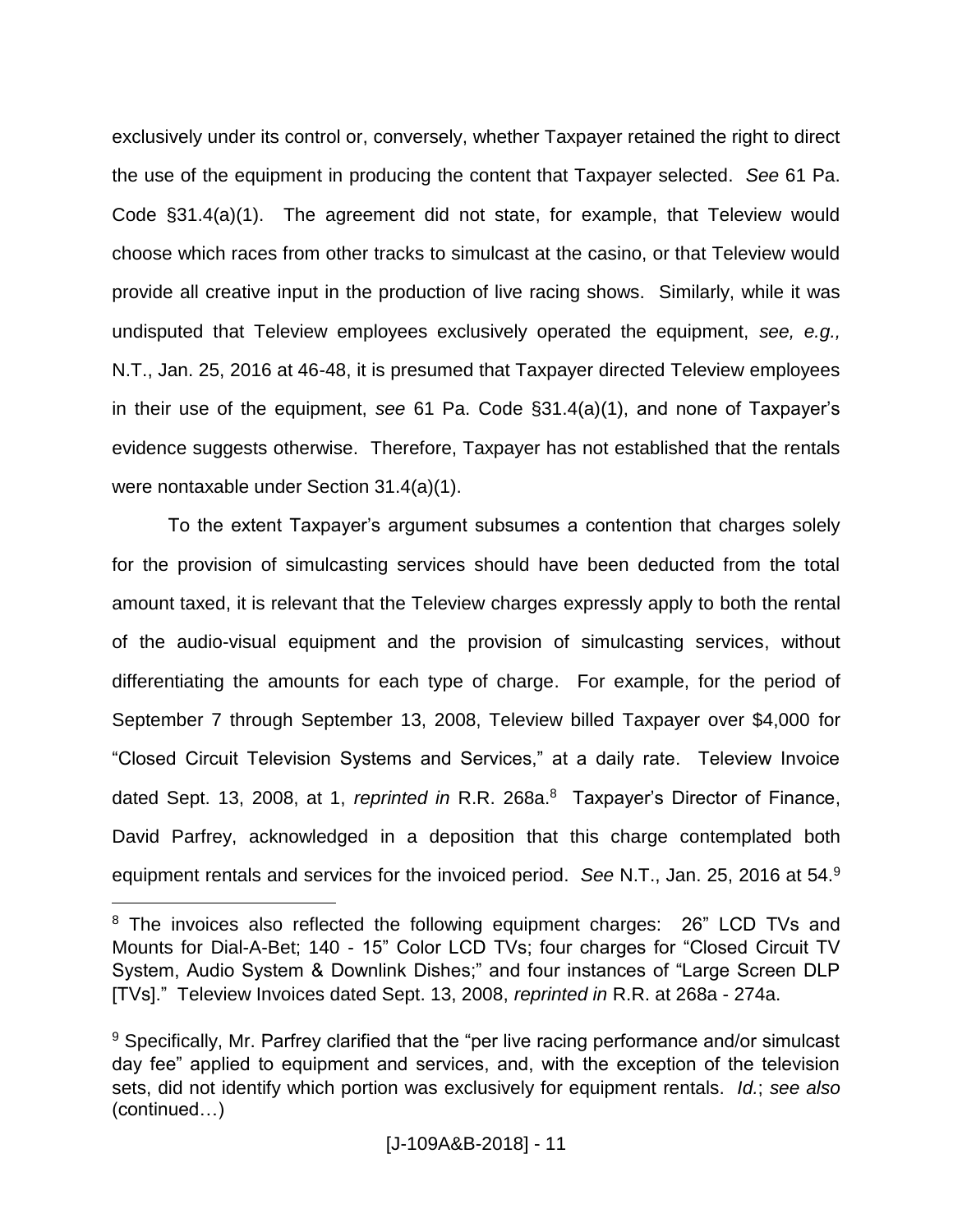exclusively under its control or, conversely, whether Taxpayer retained the right to direct the use of the equipment in producing the content that Taxpayer selected. *See* 61 Pa. Code §31.4(a)(1). The agreement did not state, for example, that Teleview would choose which races from other tracks to simulcast at the casino, or that Teleview would provide all creative input in the production of live racing shows. Similarly, while it was undisputed that Teleview employees exclusively operated the equipment, *see, e.g.,* N.T., Jan. 25, 2016 at 46-48, it is presumed that Taxpayer directed Teleview employees in their use of the equipment, *see* 61 Pa. Code §31.4(a)(1), and none of Taxpayer's evidence suggests otherwise. Therefore, Taxpayer has not established that the rentals were nontaxable under Section 31.4(a)(1).

To the extent Taxpayer's argument subsumes a contention that charges solely for the provision of simulcasting services should have been deducted from the total amount taxed, it is relevant that the Teleview charges expressly apply to both the rental of the audio-visual equipment and the provision of simulcasting services, without differentiating the amounts for each type of charge. For example, for the period of September 7 through September 13, 2008, Teleview billed Taxpayer over $4,000 for "Closed Circuit Television Systems and Services," at a daily rate. Teleview Invoice dated Sept. 13, 2008, at 1, *reprinted in* R.R. 268a.[8] Taxpayer's Director of Finance, David Parfrey, acknowledged in a deposition that this charge contemplated both equipment rentals and services for the invoiced period. *See* N.T., Jan. 25, 2016 at 54.[9]

---

[8] The invoices also reflected the following equipment charges: 26" LCD TVs and Mounts for Dial-A-Bet; 140 - 15" Color LCD TVs; four charges for "Closed Circuit TV System, Audio System & Downlink Dishes;" and four instances of "Large Screen DLP [TVs]." Teleview Invoices dated Sept. 13, 2008, *reprinted in* R.R. at 268a - 274a.

[9] Specifically, Mr. Parfrey clarified that the "per live racing performance and/or simulcast day fee" applied to equipment and services, and, with the exception of the television sets, did not identify which portion was exclusively for equipment rentals. *Id.*; *see also* (continued…)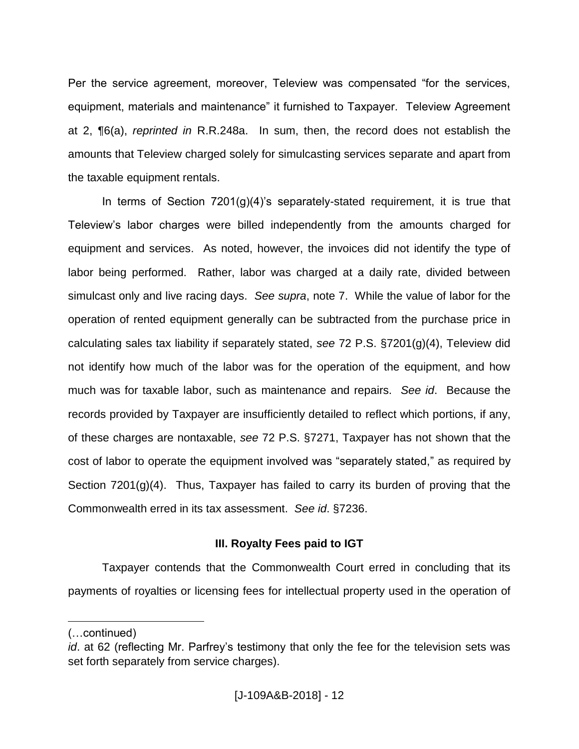Per the service agreement, moreover, Teleview was compensated "for the services, equipment, materials and maintenance" it furnished to Taxpayer. Teleview Agreement at 2, ¶6(a), *reprinted in* R.R.248a. In sum, then, the record does not establish the amounts that Teleview charged solely for simulcasting services separate and apart from the taxable equipment rentals.

In terms of Section 7201(g)(4)'s separately-stated requirement, it is true that Teleview's labor charges were billed independently from the amounts charged for equipment and services. As noted, however, the invoices did not identify the type of labor being performed. Rather, labor was charged at a daily rate, divided between simulcast only and live racing days. *See supra*, note 7. While the value of labor for the operation of rented equipment generally can be subtracted from the purchase price in calculating sales tax liability if separately stated, *see* 72 P.S. §7201(g)(4), Teleview did not identify how much of the labor was for the operation of the equipment, and how much was for taxable labor, such as maintenance and repairs. *See id*. Because the records provided by Taxpayer are insufficiently detailed to reflect which portions, if any, of these charges are nontaxable, *see* 72 P.S. §7271, Taxpayer has not shown that the cost of labor to operate the equipment involved was "separately stated," as required by Section 7201(g)(4). Thus, Taxpayer has failed to carry its burden of proving that the Commonwealth erred in its tax assessment. *See id*. §7236.

### III. Royalty Fees paid to IGT

Taxpayer contends that the Commonwealth Court erred in concluding that its payments of royalties or licensing fees for intellectual property used in the operation of

---

(…continued)

*id*. at 62 (reflecting Mr. Parfrey's testimony that only the fee for the television sets was set forth separately from service charges).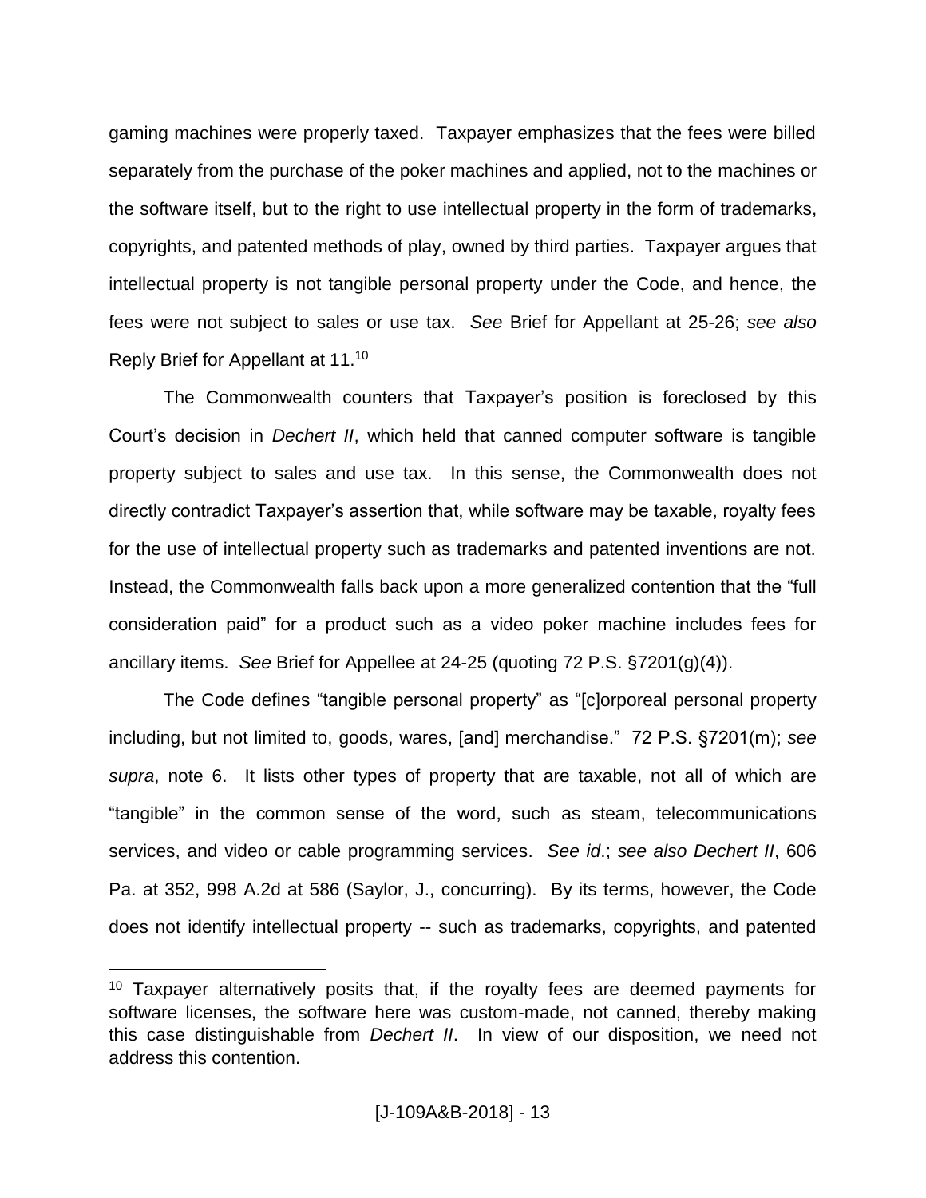gaming machines were properly taxed. Taxpayer emphasizes that the fees were billed separately from the purchase of the poker machines and applied, not to the machines or the software itself, but to the right to use intellectual property in the form of trademarks, copyrights, and patented methods of play, owned by third parties. Taxpayer argues that intellectual property is not tangible personal property under the Code, and hence, the fees were not subject to sales or use tax. *See* Brief for Appellant at 25-26; *see also* Reply Brief for Appellant at 11.[10]

The Commonwealth counters that Taxpayer's position is foreclosed by this Court's decision in *Dechert II*, which held that canned computer software is tangible property subject to sales and use tax. In this sense, the Commonwealth does not directly contradict Taxpayer's assertion that, while software may be taxable, royalty fees for the use of intellectual property such as trademarks and patented inventions are not. Instead, the Commonwealth falls back upon a more generalized contention that the "full consideration paid" for a product such as a video poker machine includes fees for ancillary items. *See* Brief for Appellee at 24-25 (quoting 72 P.S. §7201(g)(4)).

The Code defines "tangible personal property" as "[c]orporeal personal property including, but not limited to, goods, wares, [and] merchandise." 72 P.S. §7201(m); *see supra*, note 6. It lists other types of property that are taxable, not all of which are "tangible" in the common sense of the word, such as steam, telecommunications services, and video or cable programming services. *See id*.; *see also Dechert II*, 606 Pa. at 352, 998 A.2d at 586 (Saylor, J., concurring). By its terms, however, the Code does not identify intellectual property -- such as trademarks, copyrights, and patented

---

[10] Taxpayer alternatively posits that, if the royalty fees are deemed payments for software licenses, the software here was custom-made, not canned, thereby making this case distinguishable from *Dechert II*. In view of our disposition, we need not address this contention.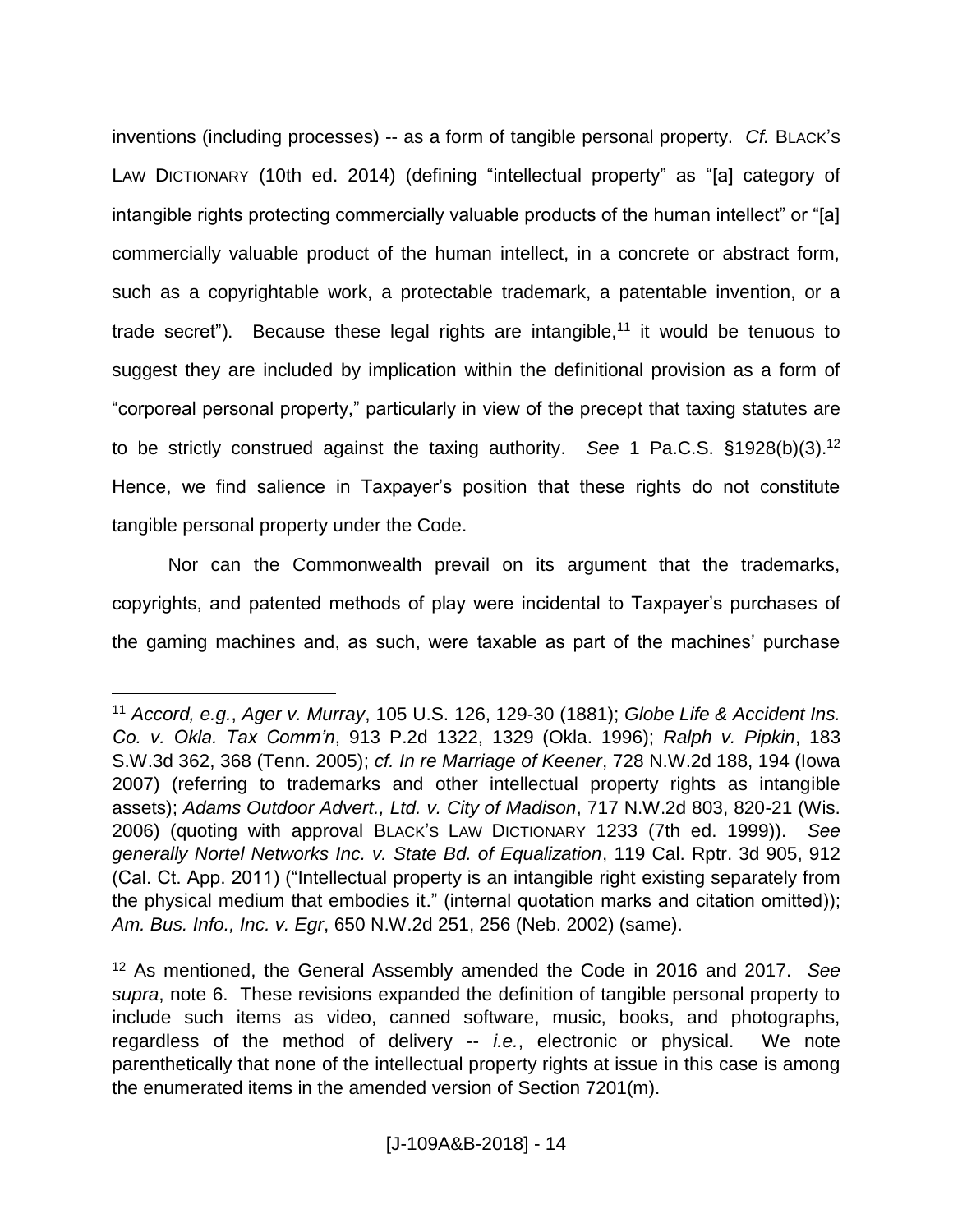inventions (including processes) -- as a form of tangible personal property. *Cf.* BLACK'S LAW DICTIONARY (10th ed. 2014) (defining "intellectual property" as "[a] category of intangible rights protecting commercially valuable products of the human intellect" or "[a] commercially valuable product of the human intellect, in a concrete or abstract form, such as a copyrightable work, a protectable trademark, a patentable invention, or a trade secret"). Because these legal rights are intangible,[11] it would be tenuous to suggest they are included by implication within the definitional provision as a form of "corporeal personal property," particularly in view of the precept that taxing statutes are to be strictly construed against the taxing authority. *See* 1 Pa.C.S. §1928(b)(3).[12] Hence, we find salience in Taxpayer's position that these rights do not constitute tangible personal property under the Code.

Nor can the Commonwealth prevail on its argument that the trademarks, copyrights, and patented methods of play were incidental to Taxpayer's purchases of the gaming machines and, as such, were taxable as part of the machines' purchase

---

[11] *Accord, e.g.*, *Ager v. Murray*, 105 U.S. 126, 129-30 (1881); *Globe Life & Accident Ins. Co. v. Okla. Tax Comm'n*, 913 P.2d 1322, 1329 (Okla. 1996); *Ralph v. Pipkin*, 183 S.W.3d 362, 368 (Tenn. 2005); *cf. In re Marriage of Keener*, 728 N.W.2d 188, 194 (Iowa 2007) (referring to trademarks and other intellectual property rights as intangible assets); *Adams Outdoor Advert., Ltd. v. City of Madison*, 717 N.W.2d 803, 820-21 (Wis. 2006) (quoting with approval BLACK'S LAW DICTIONARY 1233 (7th ed. 1999)). *See generally Nortel Networks Inc. v. State Bd. of Equalization*, 119 Cal. Rptr. 3d 905, 912 (Cal. Ct. App. 2011) ("Intellectual property is an intangible right existing separately from the physical medium that embodies it." (internal quotation marks and citation omitted)); *Am. Bus. Info., Inc. v. Egr*, 650 N.W.2d 251, 256 (Neb. 2002) (same).

[12] As mentioned, the General Assembly amended the Code in 2016 and 2017. *See supra*, note 6. These revisions expanded the definition of tangible personal property to include such items as video, canned software, music, books, and photographs, regardless of the method of delivery -- *i.e.*, electronic or physical. We note parenthetically that none of the intellectual property rights at issue in this case is among the enumerated items in the amended version of Section 7201(m).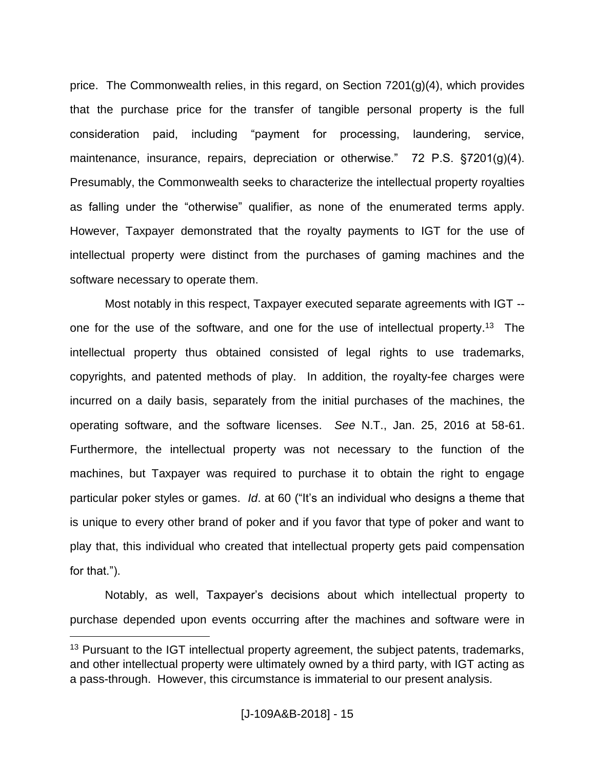price. The Commonwealth relies, in this regard, on Section 7201(g)(4), which provides that the purchase price for the transfer of tangible personal property is the full consideration paid, including "payment for processing, laundering, service, maintenance, insurance, repairs, depreciation or otherwise." 72 P.S. §7201(g)(4). Presumably, the Commonwealth seeks to characterize the intellectual property royalties as falling under the "otherwise" qualifier, as none of the enumerated terms apply. However, Taxpayer demonstrated that the royalty payments to IGT for the use of intellectual property were distinct from the purchases of gaming machines and the software necessary to operate them.

Most notably in this respect, Taxpayer executed separate agreements with IGT -- one for the use of the software, and one for the use of intellectual property.[13] The intellectual property thus obtained consisted of legal rights to use trademarks, copyrights, and patented methods of play. In addition, the royalty-fee charges were incurred on a daily basis, separately from the initial purchases of the machines, the operating software, and the software licenses. *See* N.T., Jan. 25, 2016 at 58-61. Furthermore, the intellectual property was not necessary to the function of the machines, but Taxpayer was required to purchase it to obtain the right to engage particular poker styles or games. *Id*. at 60 ("It's an individual who designs a theme that is unique to every other brand of poker and if you favor that type of poker and want to play that, this individual who created that intellectual property gets paid compensation for that.").

Notably, as well, Taxpayer's decisions about which intellectual property to purchase depended upon events occurring after the machines and software were in

---

[13] Pursuant to the IGT intellectual property agreement, the subject patents, trademarks, and other intellectual property were ultimately owned by a third party, with IGT acting as a pass-through. However, this circumstance is immaterial to our present analysis.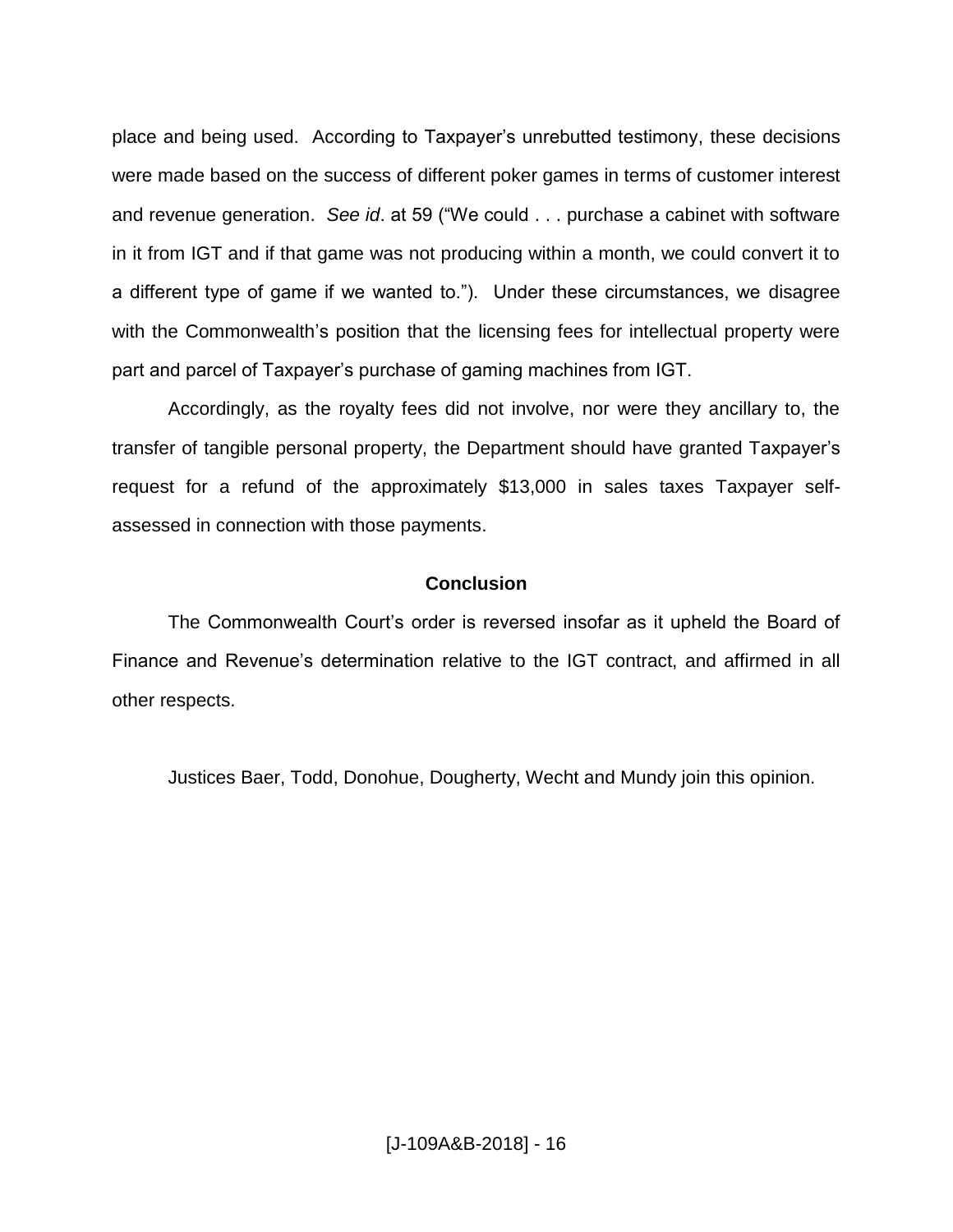place and being used. According to Taxpayer's unrebutted testimony, these decisions were made based on the success of different poker games in terms of customer interest and revenue generation. *See id*. at 59 ("We could . . . purchase a cabinet with software in it from IGT and if that game was not producing within a month, we could convert it to a different type of game if we wanted to."). Under these circumstances, we disagree with the Commonwealth's position that the licensing fees for intellectual property were part and parcel of Taxpayer's purchase of gaming machines from IGT.

Accordingly, as the royalty fees did not involve, nor were they ancillary to, the transfer of tangible personal property, the Department should have granted Taxpayer's request for a refund of the approximately $13,000 in sales taxes Taxpayer self-assessed in connection with those payments.

**Conclusion**

The Commonwealth Court's order is reversed insofar as it upheld the Board of Finance and Revenue's determination relative to the IGT contract, and affirmed in all other respects.

Justices Baer, Todd, Donohue, Dougherty, Wecht and Mundy join this opinion.